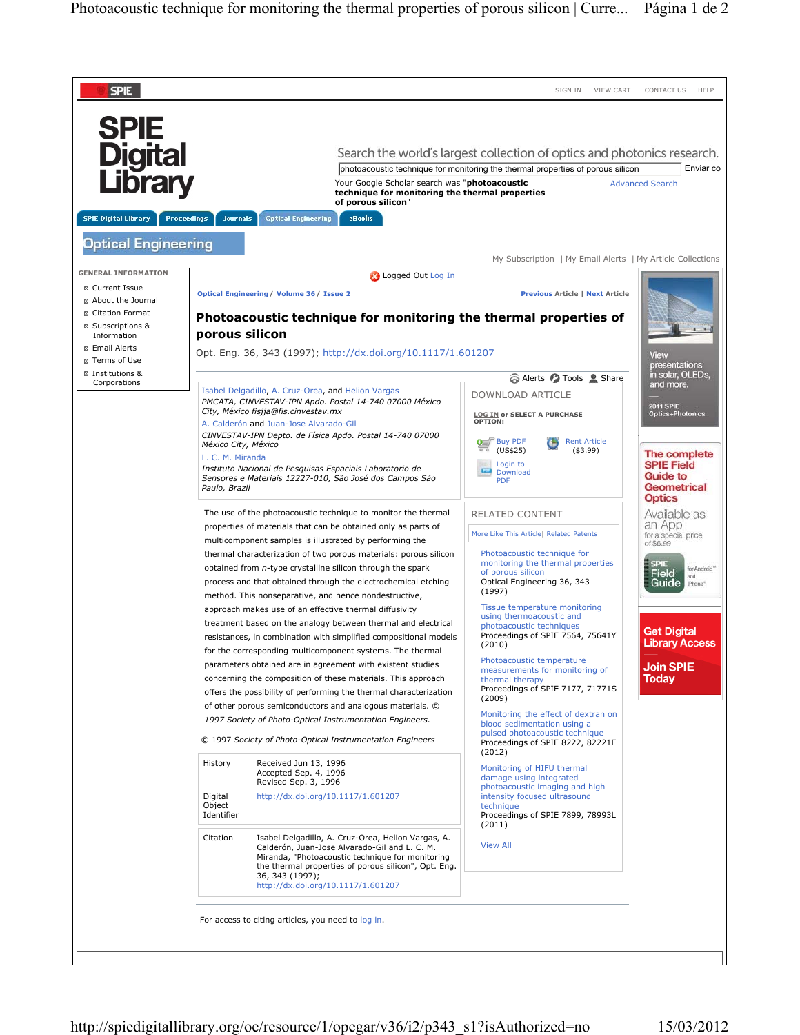SIGN IN | VIEW CART | CONTACT US | HELP

# SPIE Digital Library

Search the world's largest collection of optics and photonics research.

photoacoustic technique for monitoring the thermal properties of porous silicon — Enviar co

Your Google Scholar search was "**photoacoustic technique for monitoring the thermal properties of porous silicon**"

Advanced Search

SPIE Digital Library | Proceedings | Journals | Optical Engineering | eBooks

## Optical Engineering

My Subscription | My Email Alerts | My Article Collections

**GENERAL INFORMATION**

- Current Issue
- About the Journal
- Citation Format
- Subscriptions & Information
- Email Alerts
- Terms of Use
- Institutions & Corporations

Logged Out Log In

Optical Engineering / Volume 36 / Issue 2

Previous Article | Next Article

# Photoacoustic technique for monitoring the thermal properties of porous silicon

Opt. Eng. 36, 343 (1997); http://dx.doi.org/10.1117/1.601207

Alerts | Tools | Share

Isabel Delgadillo, A. Cruz-Orea, and Helion Vargas
*PMCATA, CINVESTAV-IPN Apdo. Postal 14-740 07000 México City, México fisjja@fis.cinvestav.mx*

A. Calderón and Juan-Jose Alvarado-Gil
*CINVESTAV-IPN Depto. de Física Apdo. Postal 14-740 07000 México City, México*

L. C. M. Miranda
*Instituto Nacional de Pesquisas Espaciais Laboratorio de Sensores e Materiais 12227-010, São José dos Campos São Paulo, Brazil*

The use of the photoacoustic technique to monitor the thermal properties of materials that can be obtained only as parts of multicomponent samples is illustrated by performing the thermal characterization of two porous materials: porous silicon obtained from *n*-type crystalline silicon through the spark process and that obtained through the electrochemical etching method. This nonseparative, and hence nondestructive, approach makes use of an effective thermal diffusivity treatment based on the analogy between thermal and electrical resistances, in combination with simplified compositional models for the corresponding multicomponent systems. The thermal parameters obtained are in agreement with existent studies concerning the composition of these materials. This approach offers the possibility of performing the thermal characterization of other porous semiconductors and analogous materials. © *1997 Society of Photo-Optical Instrumentation Engineers.*

© 1997 *Society of Photo-Optical Instrumentation Engineers*

| | |
|---|---|
| History | Received Jun 13, 1996<br>Accepted Sep. 4, 1996<br>Revised Sep. 3, 1996 |
| Digital Object Identifier | http://dx.doi.org/10.1117/1.601207 |

| | |
|---|---|
| Citation | Isabel Delgadillo, A. Cruz-Orea, Helion Vargas, A. Calderón, Juan-Jose Alvarado-Gil and L. C. M. Miranda, "Photoacoustic technique for monitoring the thermal properties of porous silicon", Opt. Eng. 36, 343 (1997); http://dx.doi.org/10.1117/1.601207 |

For access to citing articles, you need to log in.

**DOWNLOAD ARTICLE**

LOG IN or SELECT A PURCHASE OPTION:

- Buy PDF (US$25)
- Rent Article ($3.99)
- Login to Download PDF

**RELATED CONTENT**

More Like This Article | Related Patents

- Photoacoustic technique for monitoring the thermal properties of porous silicon — Optical Engineering 36, 343 (1997)
- Tissue temperature monitoring using thermoacoustic and photoacoustic techniques — Proceedings of SPIE 7564, 75641Y (2010)
- Photoacoustic temperature measurements for monitoring of thermal therapy — Proceedings of SPIE 7177, 71771S (2009)
- Monitoring the effect of dextran on blood sedimentation using a pulsed photoacoustic technique — Proceedings of SPIE 8222, 82221E (2012)
- Monitoring of HIFU thermal damage using integrated photoacoustic imaging and high intensity focused ultrasound technique — Proceedings of SPIE 7899, 78993L (2011)

View All

View presentations in solar, OLEDs, and more. 2011 SPIE Optics+Photonics

The complete SPIE Field Guide to Geometrical Optics. Available as an App for a special price of $6.99. SPIE Field Guide for Android and iPhone

Get Digital Library Access. Join SPIE Today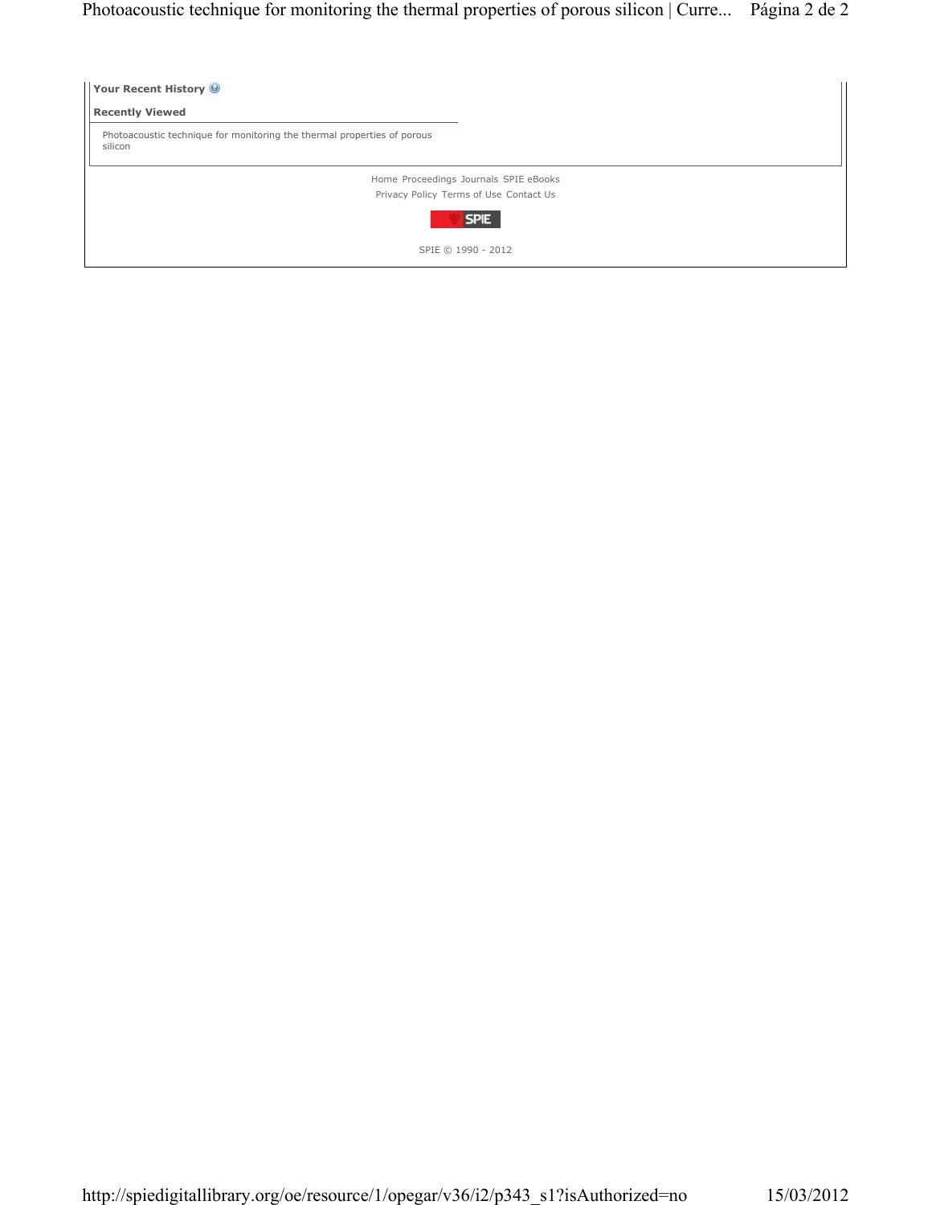**Your Recent History**

**Recently Viewed**

Photoacoustic technique for monitoring the thermal properties of porous silicon

Home Proceedings Journals SPIE eBooks

Privacy Policy Terms of Use Contact Us

SPIE

SPIE © 1990 - 2012